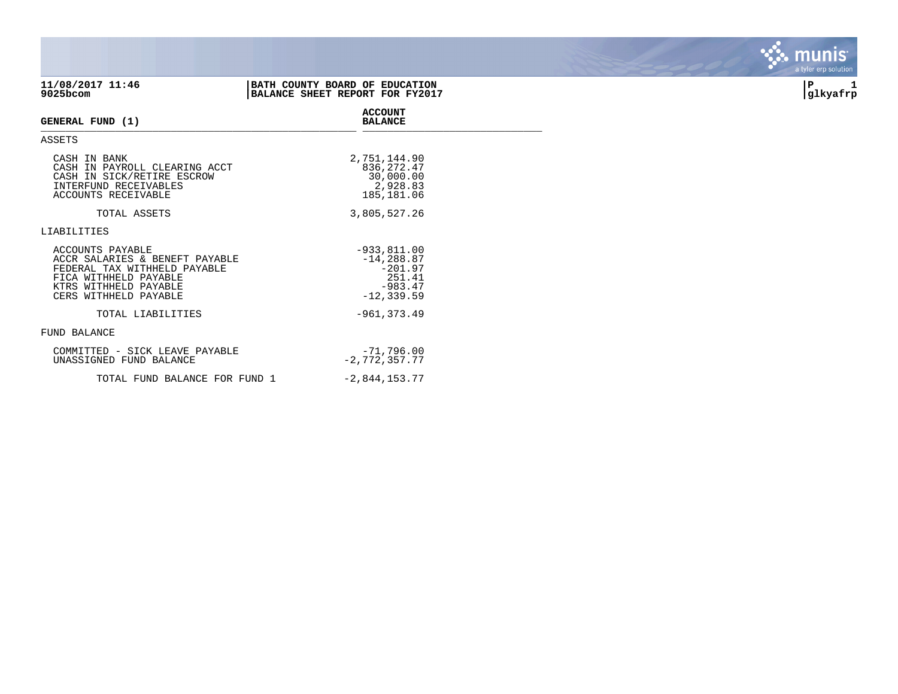11/08/2017 11:46
9025bcom

**BATH COUNTY BOARD OF EDUCATION**
**BALANCE SHEET REPORT FOR FY2017**

P 1
glkyafrp

| GENERAL FUND (1) | ACCOUNT BALANCE |
|---|---|
| **ASSETS** | |
| CASH IN BANK | 2,751,144.90 |
| CASH IN PAYROLL CLEARING ACCT | 836,272.47 |
| CASH IN SICK/RETIRE ESCROW | 30,000.00 |
| INTERFUND RECEIVABLES | 2,928.83 |
| ACCOUNTS RECEIVABLE | 185,181.06 |
| TOTAL ASSETS | 3,805,527.26 |
| **LIABILITIES** | |
| ACCOUNTS PAYABLE | -933,811.00 |
| ACCR SALARIES & BENEFT PAYABLE | -14,288.87 |
| FEDERAL TAX WITHHELD PAYABLE | -201.97 |
| FICA WITHHELD PAYABLE | 251.41 |
| KTRS WITHHELD PAYABLE | -983.47 |
| CERS WITHHELD PAYABLE | -12,339.59 |
| TOTAL LIABILITIES | -961,373.49 |
| **FUND BALANCE** | |
| COMMITTED - SICK LEAVE PAYABLE | -71,796.00 |
| UNASSIGNED FUND BALANCE | -2,772,357.77 |
| TOTAL FUND BALANCE FOR FUND 1 | -2,844,153.77 |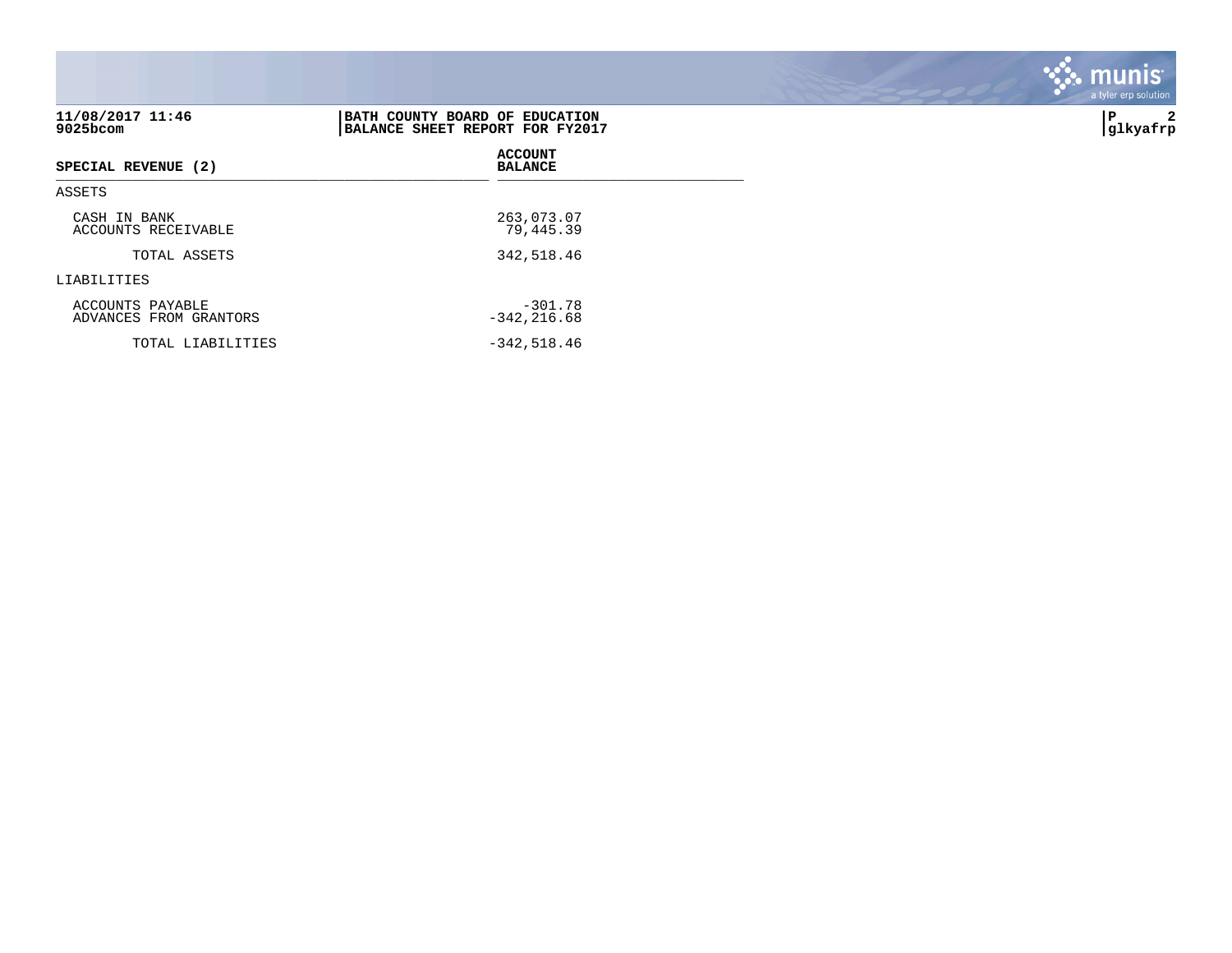**BATH COUNTY BOARD OF EDUCATION**
**BALANCE SHEET REPORT FOR FY2017**

| SPECIAL REVENUE (2) | ACCOUNT BALANCE |
|---|---|
| ASSETS | |
| CASH IN BANK | 263,073.07 |
| ACCOUNTS RECEIVABLE | 79,445.39 |
| TOTAL ASSETS | 342,518.46 |
| LIABILITIES | |
| ACCOUNTS PAYABLE | -301.78 |
| ADVANCES FROM GRANTORS | -342,216.68 |
| TOTAL LIABILITIES | -342,518.46 |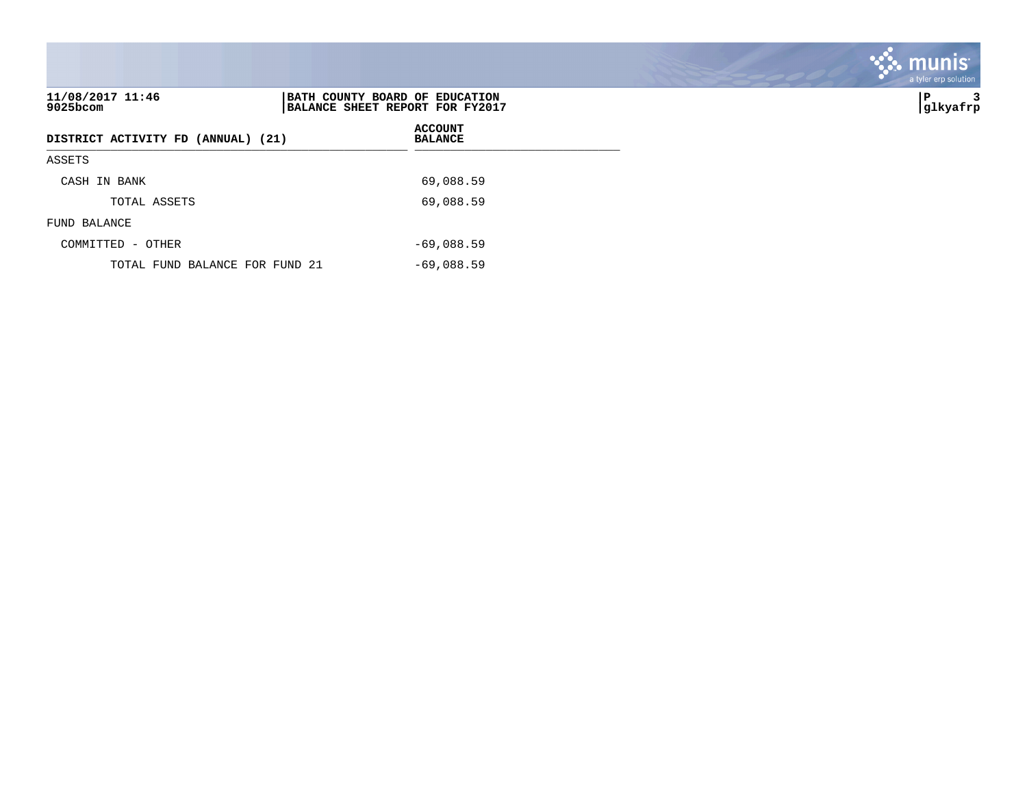11/08/2017 11:46
9025bcom

**BATH COUNTY BOARD OF EDUCATION**
**BALANCE SHEET REPORT FOR FY2017**

| DISTRICT ACTIVITY FD (ANNUAL) (21) | ACCOUNT BALANCE |
|---|---|
| ASSETS | |
| CASH IN BANK | 69,088.59 |
| TOTAL ASSETS | 69,088.59 |
| FUND BALANCE | |
| COMMITTED - OTHER | -69,088.59 |
| TOTAL FUND BALANCE FOR FUND 21 | -69,088.59 |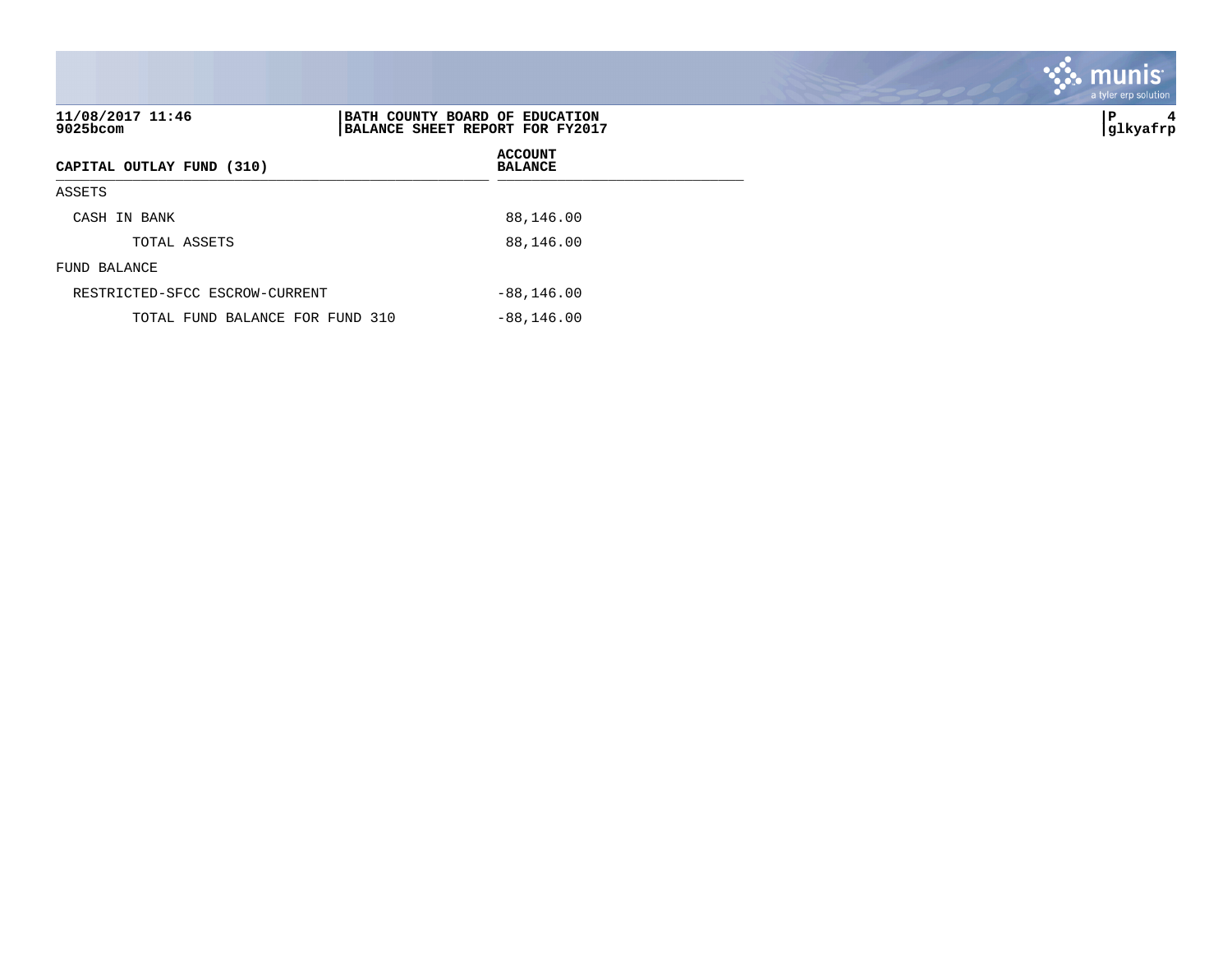11/08/2017 11:46
9025bcom

**BATH COUNTY BOARD OF EDUCATION**
**BALANCE SHEET REPORT FOR FY2017**

| CAPITAL OUTLAY FUND (310) | ACCOUNT BALANCE |
|---|---|
| ASSETS | |
| CASH IN BANK | 88,146.00 |
| TOTAL ASSETS | 88,146.00 |
| FUND BALANCE | |
| RESTRICTED-SFCC ESCROW-CURRENT | -88,146.00 |
| TOTAL FUND BALANCE FOR FUND 310 | -88,146.00 |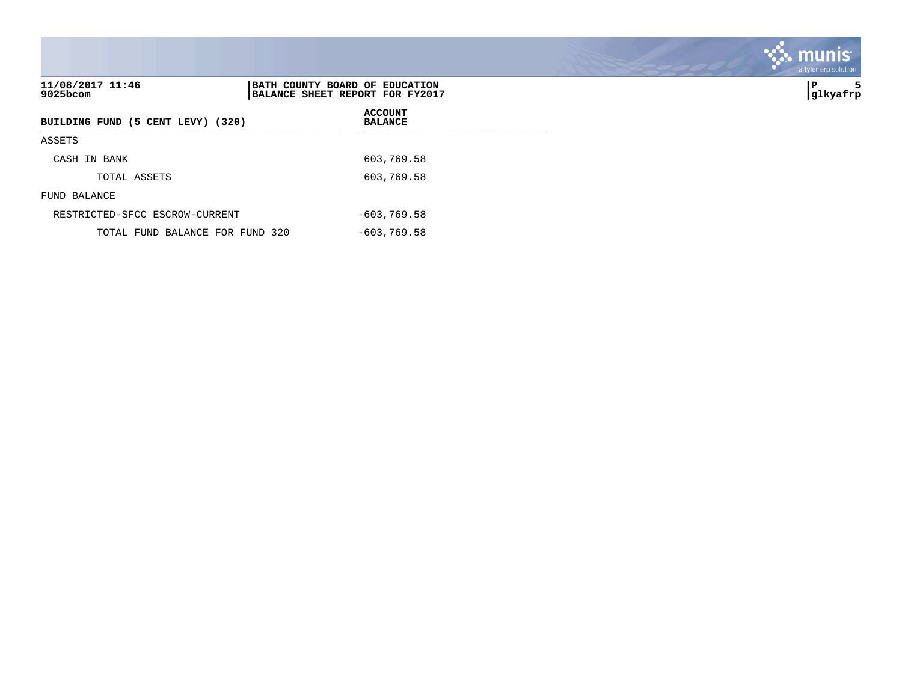11/08/2017 11:46
9025bcom

**BATH COUNTY BOARD OF EDUCATION**
**BALANCE SHEET REPORT FOR FY2017**

P 5
glkyafrp

| BUILDING FUND (5 CENT LEVY) (320) | ACCOUNT BALANCE |
|---|---|
| ASSETS | |
| CASH IN BANK | 603,769.58 |
| TOTAL ASSETS | 603,769.58 |
| FUND BALANCE | |
| RESTRICTED-SFCC ESCROW-CURRENT | -603,769.58 |
| TOTAL FUND BALANCE FOR FUND 320 | -603,769.58 |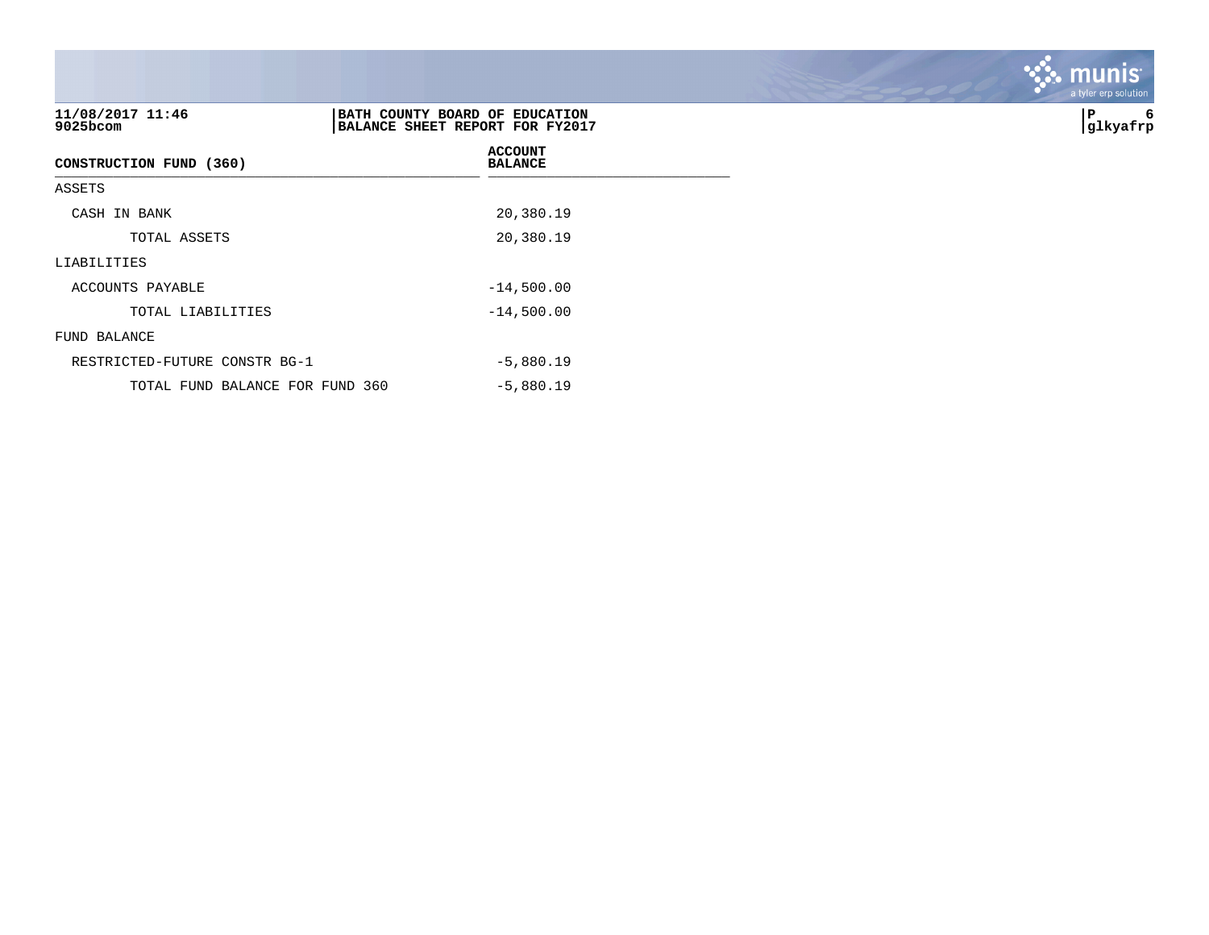11/08/2017 11:46
9025bcom

**BATH COUNTY BOARD OF EDUCATION**
**BALANCE SHEET REPORT FOR FY2017**

| CONSTRUCTION FUND (360) | ACCOUNT BALANCE |
|---|---|
| ASSETS | |
| CASH IN BANK | 20,380.19 |
| TOTAL ASSETS | 20,380.19 |
| LIABILITIES | |
| ACCOUNTS PAYABLE | -14,500.00 |
| TOTAL LIABILITIES | -14,500.00 |
| FUND BALANCE | |
| RESTRICTED-FUTURE CONSTR BG-1 | -5,880.19 |
| TOTAL FUND BALANCE FOR FUND 360 | -5,880.19 |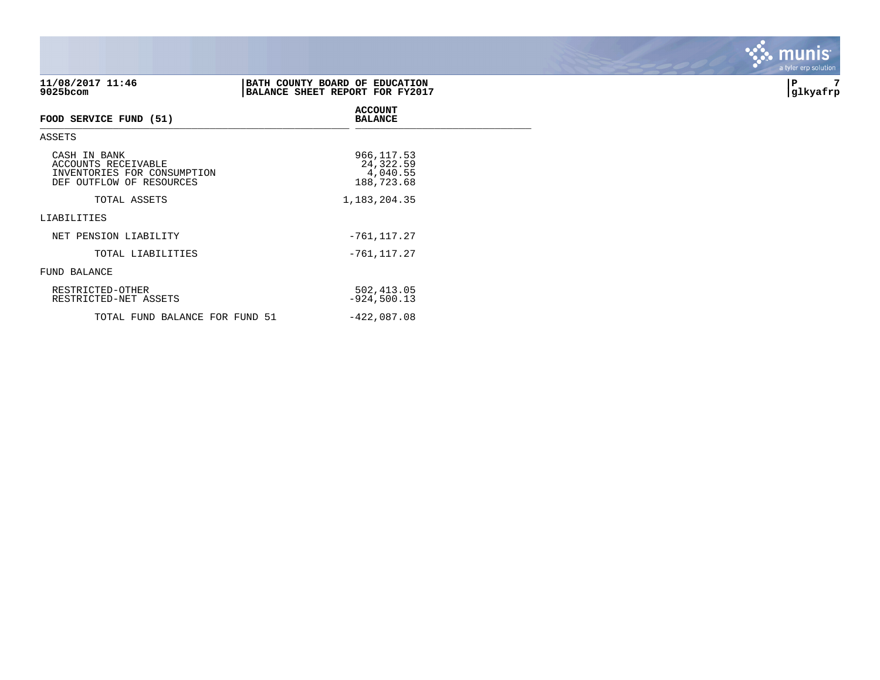11/08/2017 11:46
9025bcom

**BATH COUNTY BOARD OF EDUCATION**
**BALANCE SHEET REPORT FOR FY2017**

| FOOD SERVICE FUND (51) | ACCOUNT BALANCE |
|---|---|
| ASSETS | |
| CASH IN BANK | 966,117.53 |
| ACCOUNTS RECEIVABLE | 24,322.59 |
| INVENTORIES FOR CONSUMPTION | 4,040.55 |
| DEF OUTFLOW OF RESOURCES | 188,723.68 |
| TOTAL ASSETS | 1,183,204.35 |
| LIABILITIES | |
| NET PENSION LIABILITY | -761,117.27 |
| TOTAL LIABILITIES | -761,117.27 |
| FUND BALANCE | |
| RESTRICTED-OTHER | 502,413.05 |
| RESTRICTED-NET ASSETS | -924,500.13 |
| TOTAL FUND BALANCE FOR FUND 51 | -422,087.08 |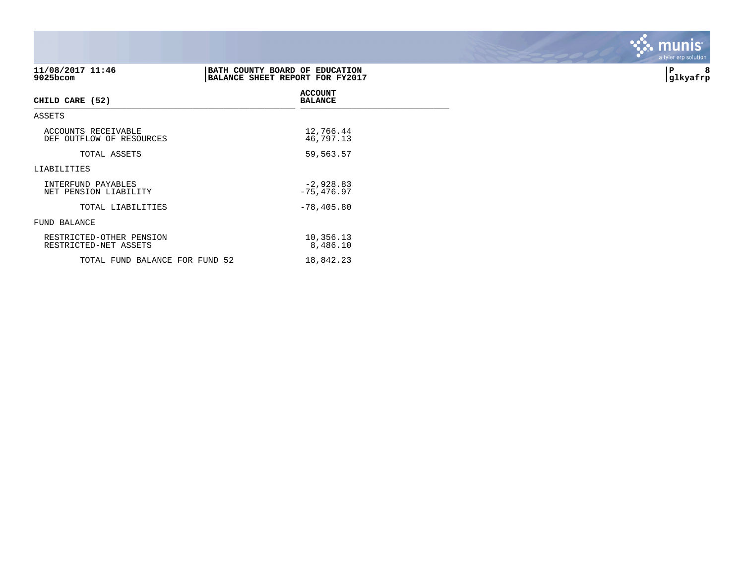**BATH COUNTY BOARD OF EDUCATION**
**BALANCE SHEET REPORT FOR FY2017**

11/08/2017 11:46
9025bcom

| CHILD CARE (52) | ACCOUNT BALANCE |
|---|---|
| ASSETS | |
| ACCOUNTS RECEIVABLE | 12,766.44 |
| DEF OUTFLOW OF RESOURCES | 46,797.13 |
| TOTAL ASSETS | 59,563.57 |
| LIABILITIES | |
| INTERFUND PAYABLES | -2,928.83 |
| NET PENSION LIABILITY | -75,476.97 |
| TOTAL LIABILITIES | -78,405.80 |
| FUND BALANCE | |
| RESTRICTED-OTHER PENSION | 10,356.13 |
| RESTRICTED-NET ASSETS | 8,486.10 |
| TOTAL FUND BALANCE FOR FUND 52 | 18,842.23 |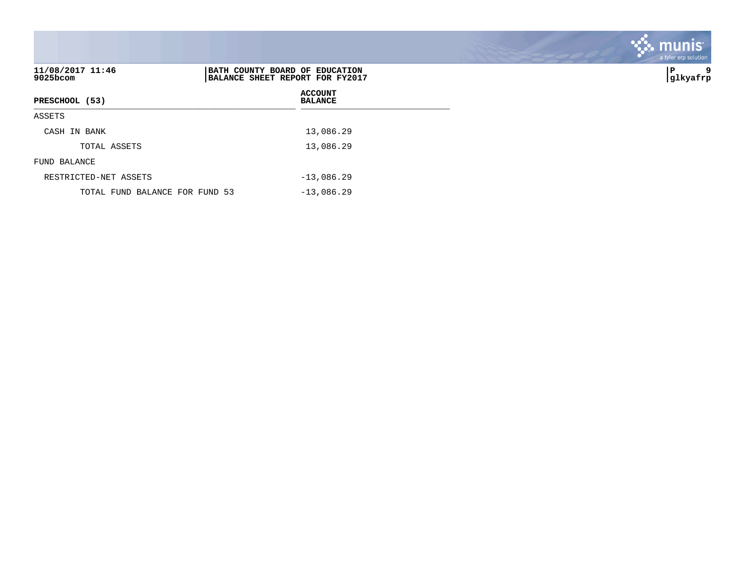11/08/2017 11:46
9025bcom

**BATH COUNTY BOARD OF EDUCATION**
**BALANCE SHEET REPORT FOR FY2017**

glkyafrp

| PRESCHOOL (53) | ACCOUNT BALANCE |
|---|---|
| ASSETS | |
| CASH IN BANK | 13,086.29 |
| TOTAL ASSETS | 13,086.29 |
| FUND BALANCE | |
| RESTRICTED-NET ASSETS | -13,086.29 |
| TOTAL FUND BALANCE FOR FUND 53 | -13,086.29 |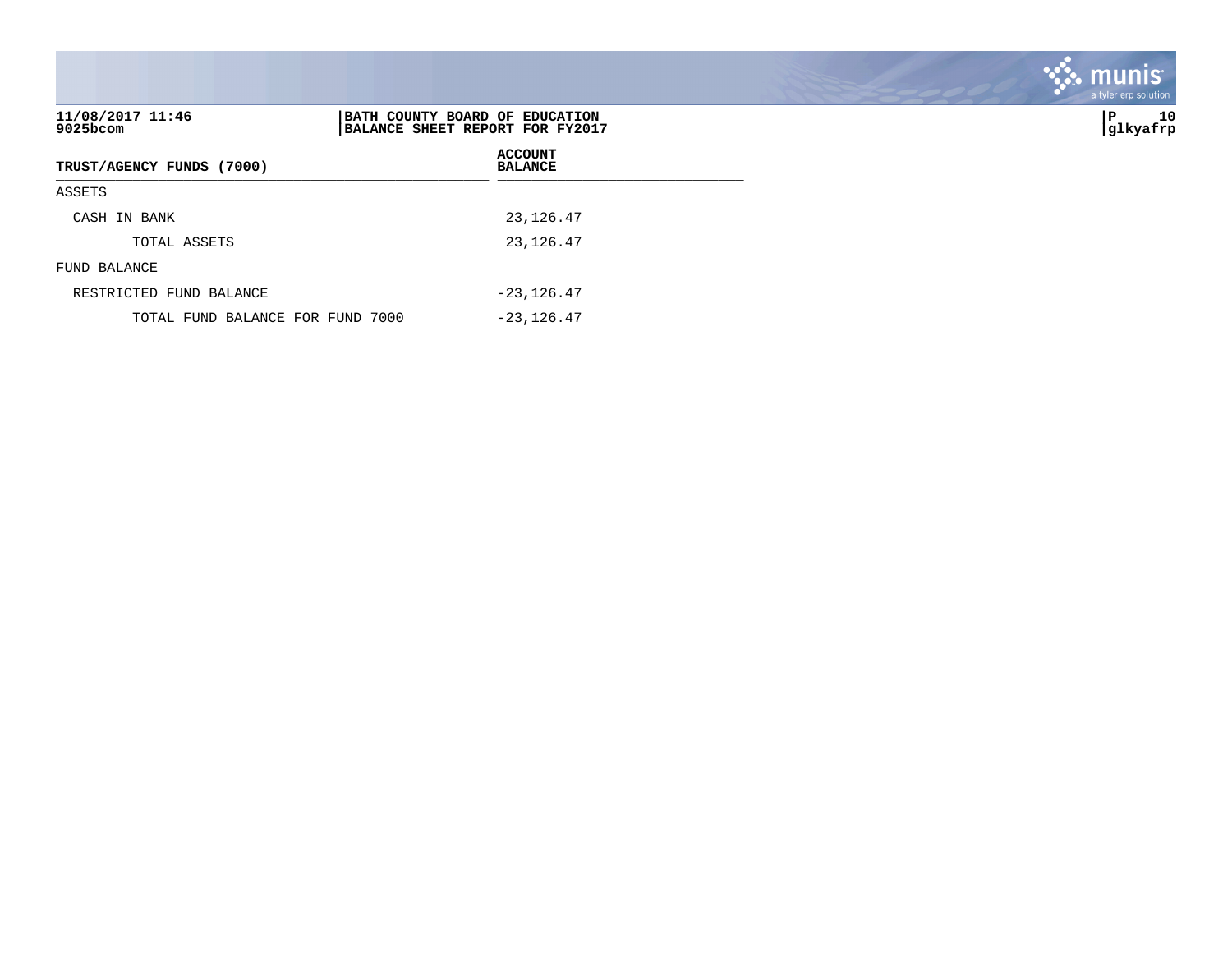11/08/2017 11:46
9025bcom

**BATH COUNTY BOARD OF EDUCATION**
**BALANCE SHEET REPORT FOR FY2017**

glkyafrp

| TRUST/AGENCY FUNDS (7000) | ACCOUNT BALANCE |
|---|---|
| ASSETS | |
| CASH IN BANK | 23,126.47 |
| TOTAL ASSETS | 23,126.47 |
| FUND BALANCE | |
| RESTRICTED FUND BALANCE | -23,126.47 |
| TOTAL FUND BALANCE FOR FUND 7000 | -23,126.47 |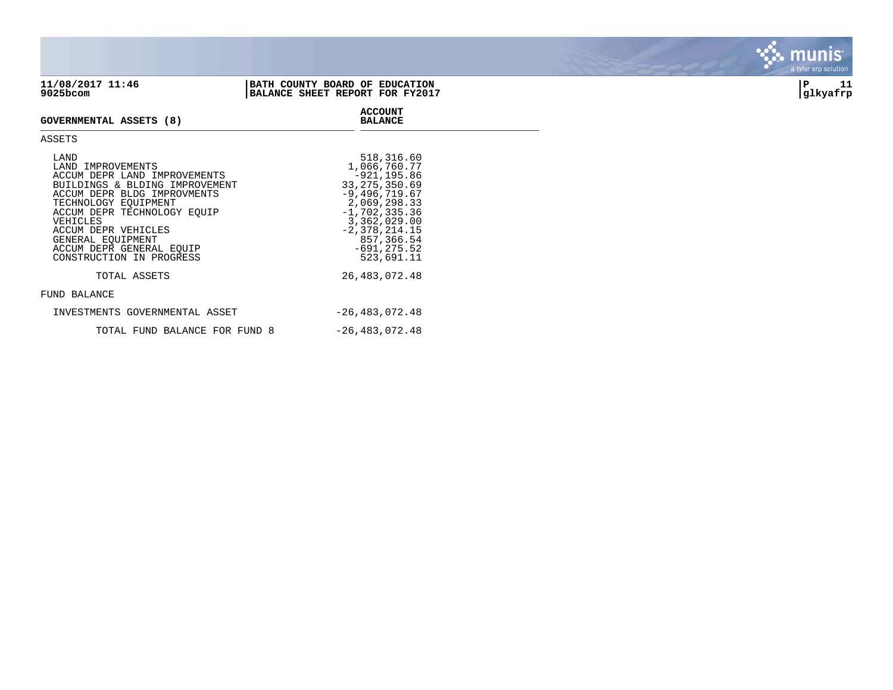11/08/2017 11:46
9025bcom

**BATH COUNTY BOARD OF EDUCATION**
**BALANCE SHEET REPORT FOR FY2017**

glkyafrp

| GOVERNMENTAL ASSETS (8) | ACCOUNT BALANCE |
|---|---|
| **ASSETS** | |
| LAND | 518,316.60 |
| LAND IMPROVEMENTS | 1,066,760.77 |
| ACCUM DEPR LAND IMPROVEMENTS | -921,195.86 |
| BUILDINGS & BLDING IMPROVEMENT | 33,275,350.69 |
| ACCUM DEPR BLDG IMPROVMENTS | -9,496,719.67 |
| TECHNOLOGY EQUIPMENT | 2,069,298.33 |
| ACCUM DEPR TECHNOLOGY EQUIP | -1,702,335.36 |
| VEHICLES | 3,362,029.00 |
| ACCUM DEPR VEHICLES | -2,378,214.15 |
| GENERAL EQUIPMENT | 857,366.54 |
| ACCUM DEPR GENERAL EQUIP | -691,275.52 |
| CONSTRUCTION IN PROGRESS | 523,691.11 |
| TOTAL ASSETS | 26,483,072.48 |
| **FUND BALANCE** | |
| INVESTMENTS GOVERNMENTAL ASSET | -26,483,072.48 |
| TOTAL FUND BALANCE FOR FUND 8 | -26,483,072.48 |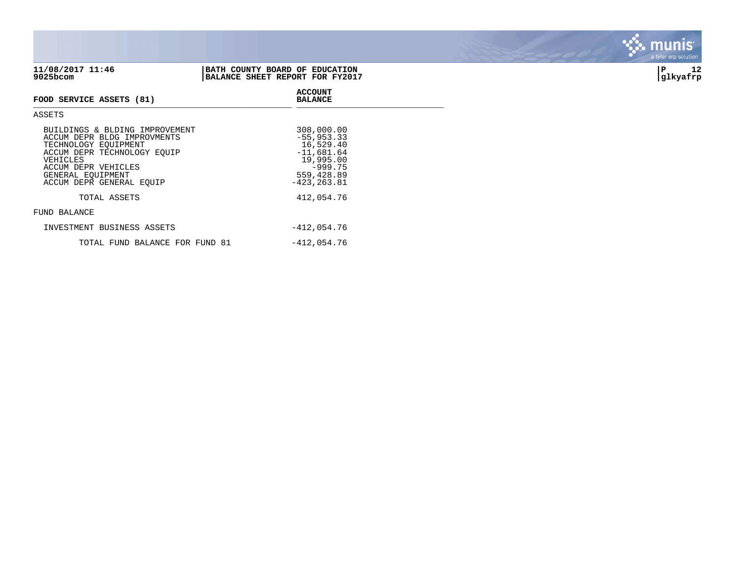11/08/2017 11:46
9025bcom

**BATH COUNTY BOARD OF EDUCATION**
**BALANCE SHEET REPORT FOR FY2017**

| FOOD SERVICE ASSETS (81) | ACCOUNT BALANCE |
|---|---|
| **ASSETS** | |
| BUILDINGS & BLDING IMPROVEMENT | 308,000.00 |
| ACCUM DEPR BLDG IMPROVMENTS | -55,953.33 |
| TECHNOLOGY EQUIPMENT | 16,529.40 |
| ACCUM DEPR TECHNOLOGY EQUIP | -11,681.64 |
| VEHICLES | 19,995.00 |
| ACCUM DEPR VEHICLES | -999.75 |
| GENERAL EQUIPMENT | 559,428.89 |
| ACCUM DEPR GENERAL EQUIP | -423,263.81 |
| TOTAL ASSETS | 412,054.76 |
| **FUND BALANCE** | |
| INVESTMENT BUSINESS ASSETS | -412,054.76 |
| TOTAL FUND BALANCE FOR FUND 81 | -412,054.76 |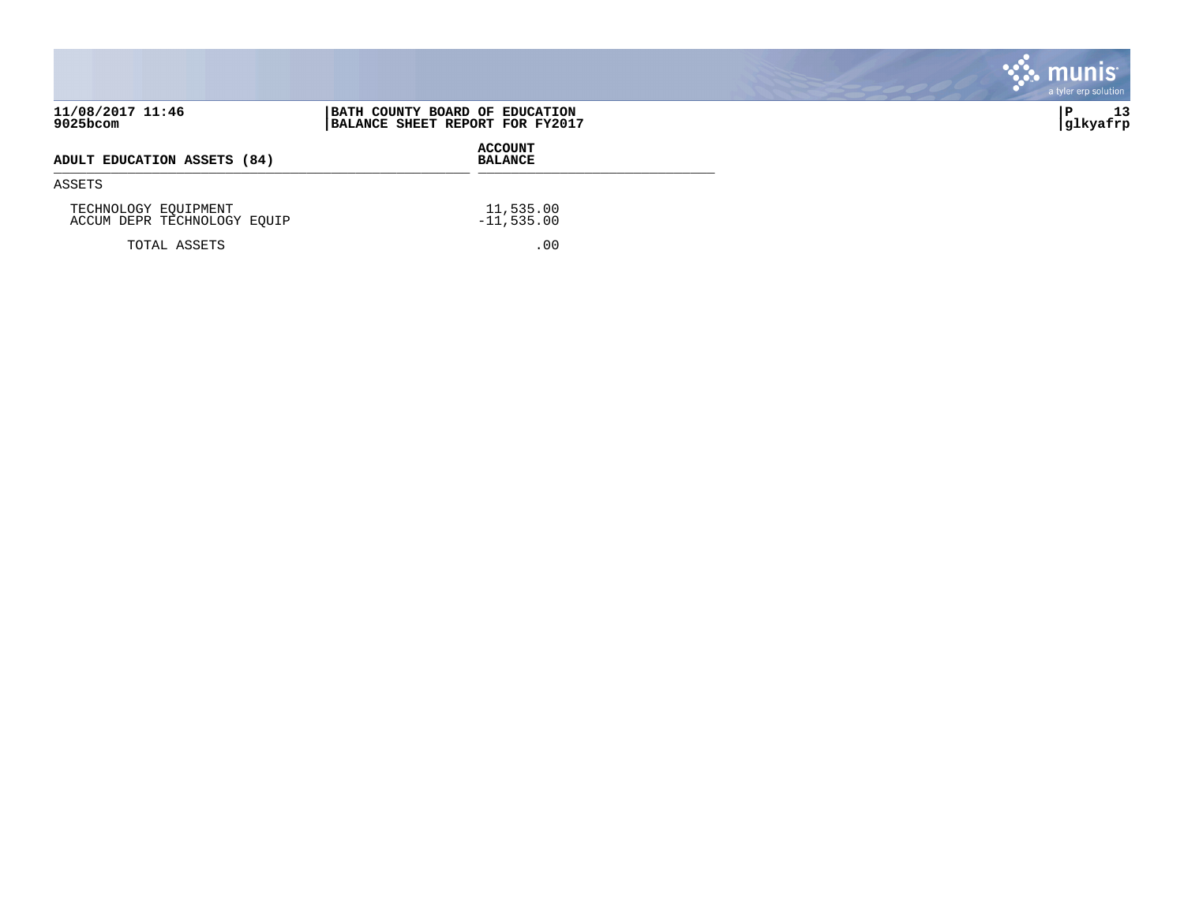**BATH COUNTY BOARD OF EDUCATION**
**BALANCE SHEET REPORT FOR FY2017**

| ADULT EDUCATION ASSETS (84) | ACCOUNT BALANCE |
|---|---|
| ASSETS | |
| TECHNOLOGY EQUIPMENT | 11,535.00 |
| ACCUM DEPR TECHNOLOGY EQUIP | -11,535.00 |
| TOTAL ASSETS | .00 |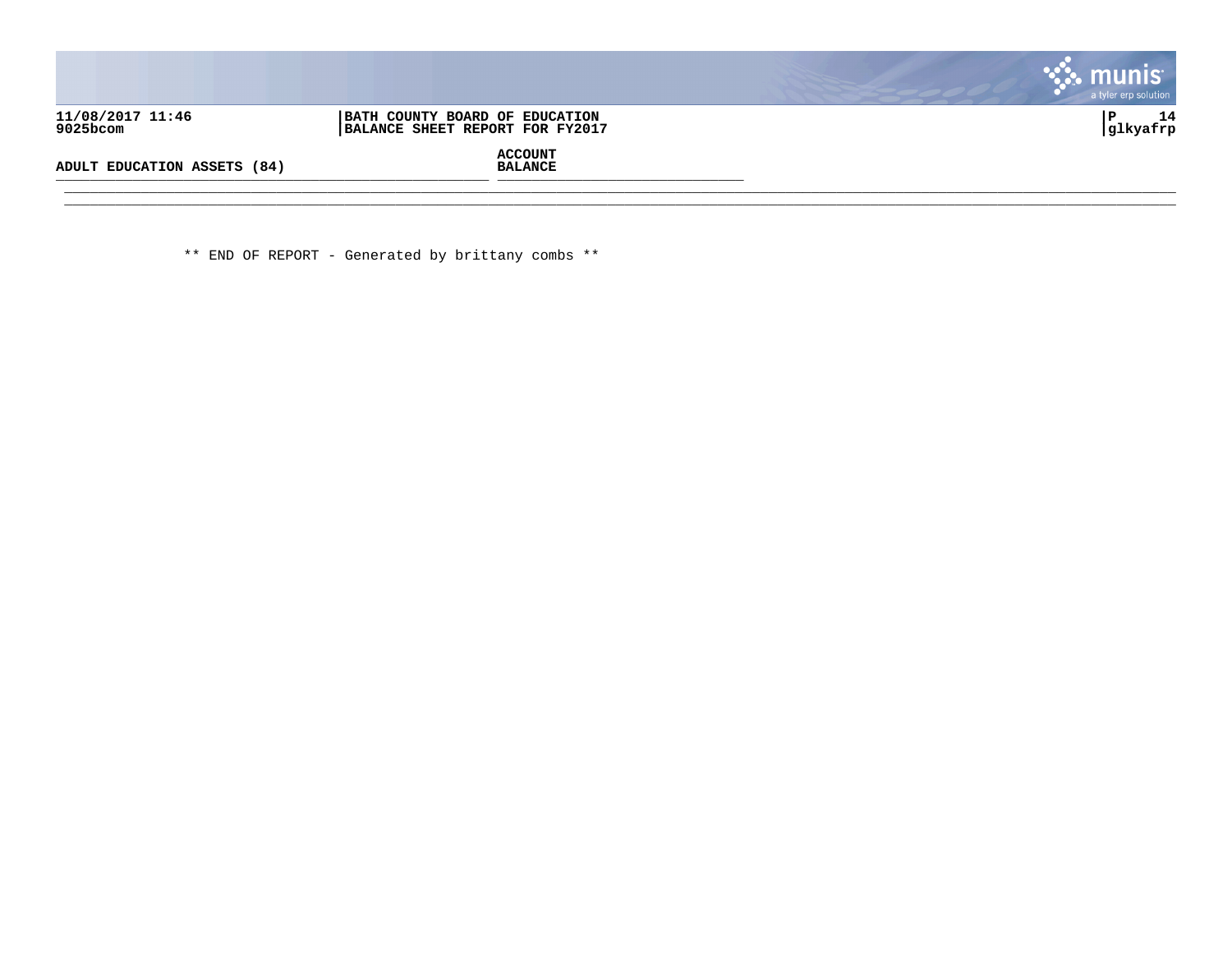| ADULT EDUCATION ASSETS (84) | ACCOUNT BALANCE |
|---|---|

** END OF REPORT - Generated by brittany combs **